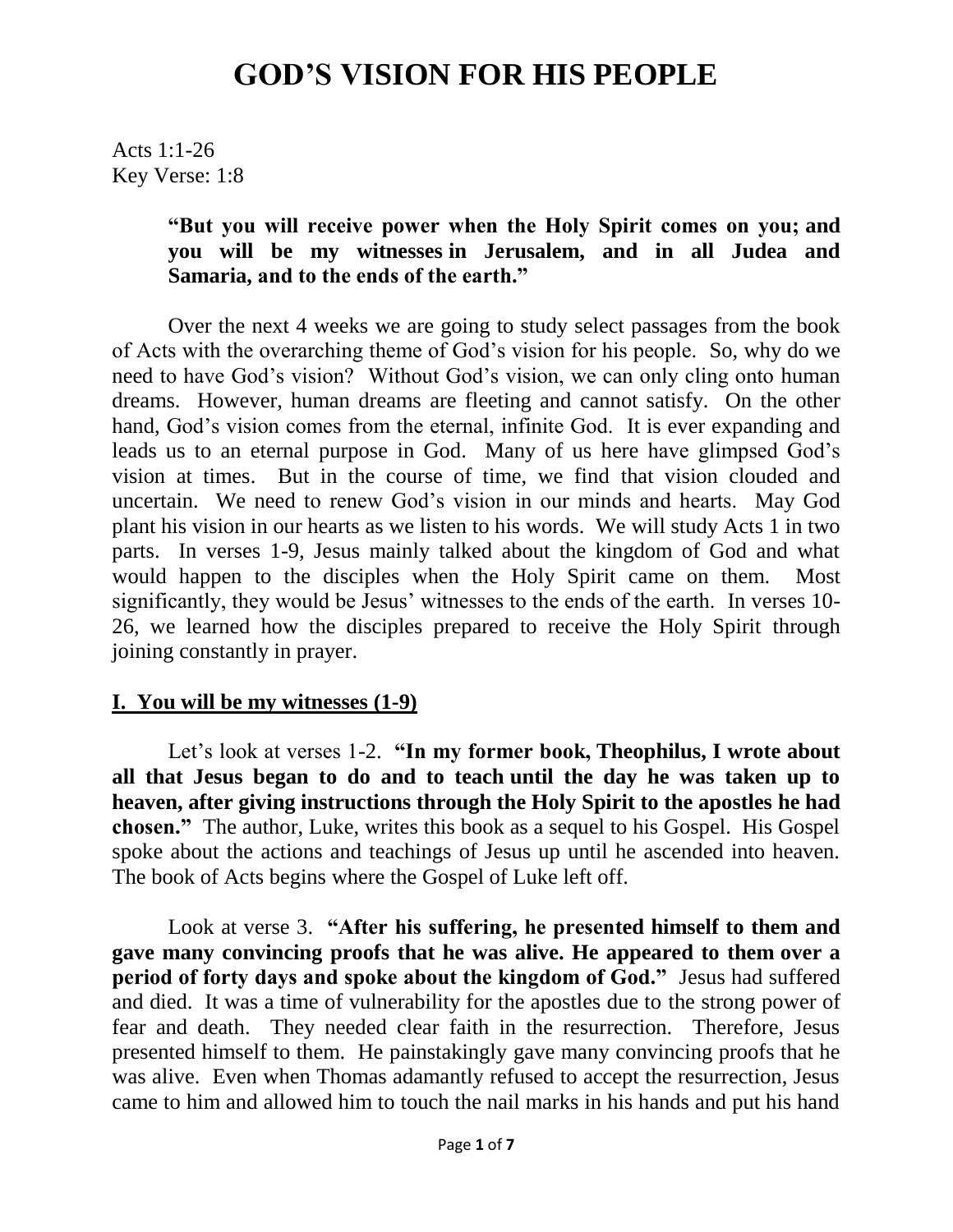# GOD'S VISION FOR HIS PEOPLE

Acts 1:1-26
Key Verse: 1:8

> **"But you will receive power when the Holy Spirit comes on you; and you will be my witnesses in Jerusalem, and in all Judea and Samaria, and to the ends of the earth."**

Over the next 4 weeks we are going to study select passages from the book of Acts with the overarching theme of God's vision for his people. So, why do we need to have God's vision? Without God's vision, we can only cling onto human dreams. However, human dreams are fleeting and cannot satisfy. On the other hand, God's vision comes from the eternal, infinite God. It is ever expanding and leads us to an eternal purpose in God. Many of us here have glimpsed God's vision at times. But in the course of time, we find that vision clouded and uncertain. We need to renew God's vision in our minds and hearts. May God plant his vision in our hearts as we listen to his words. We will study Acts 1 in two parts. In verses 1-9, Jesus mainly talked about the kingdom of God and what would happen to the disciples when the Holy Spirit came on them. Most significantly, they would be Jesus' witnesses to the ends of the earth. In verses 10-26, we learned how the disciples prepared to receive the Holy Spirit through joining constantly in prayer.

## I. You will be my witnesses (1-9)

Let's look at verses 1-2. **"In my former book, Theophilus, I wrote about all that Jesus began to do and to teach until the day he was taken up to heaven, after giving instructions through the Holy Spirit to the apostles he had chosen."** The author, Luke, writes this book as a sequel to his Gospel. His Gospel spoke about the actions and teachings of Jesus up until he ascended into heaven. The book of Acts begins where the Gospel of Luke left off.

Look at verse 3. **"After his suffering, he presented himself to them and gave many convincing proofs that he was alive. He appeared to them over a period of forty days and spoke about the kingdom of God."** Jesus had suffered and died. It was a time of vulnerability for the apostles due to the strong power of fear and death. They needed clear faith in the resurrection. Therefore, Jesus presented himself to them. He painstakingly gave many convincing proofs that he was alive. Even when Thomas adamantly refused to accept the resurrection, Jesus came to him and allowed him to touch the nail marks in his hands and put his hand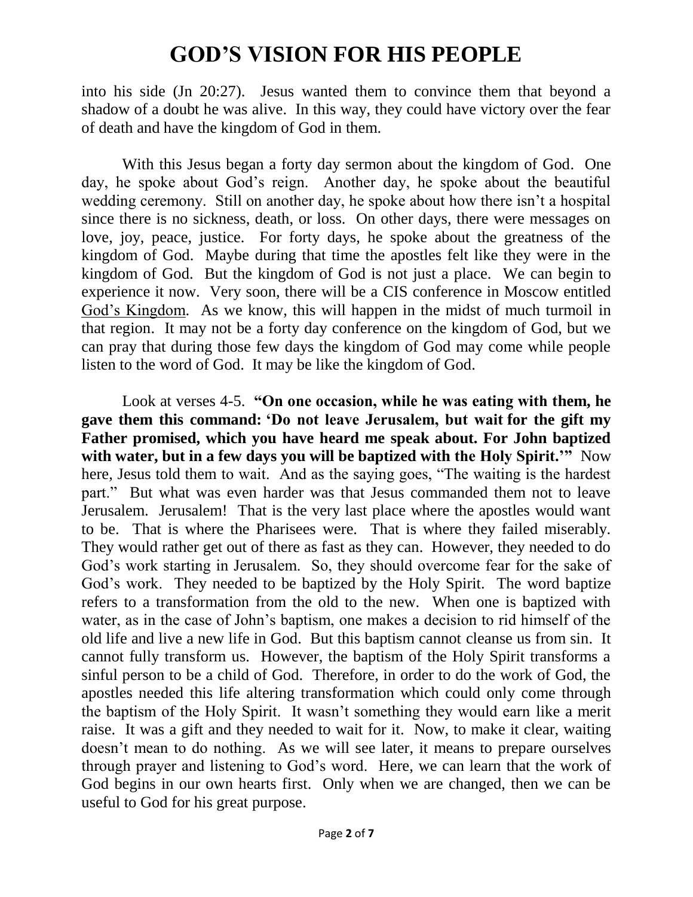into his side (Jn 20:27). Jesus wanted them to convince them that beyond a shadow of a doubt he was alive. In this way, they could have victory over the fear of death and have the kingdom of God in them.

With this Jesus began a forty day sermon about the kingdom of God. One day, he spoke about God's reign. Another day, he spoke about the beautiful wedding ceremony. Still on another day, he spoke about how there isn't a hospital since there is no sickness, death, or loss. On other days, there were messages on love, joy, peace, justice. For forty days, he spoke about the greatness of the kingdom of God. Maybe during that time the apostles felt like they were in the kingdom of God. But the kingdom of God is not just a place. We can begin to experience it now. Very soon, there will be a CIS conference in Moscow entitled <u>God's Kingdom</u>. As we know, this will happen in the midst of much turmoil in that region. It may not be a forty day conference on the kingdom of God, but we can pray that during those few days the kingdom of God may come while people listen to the word of God. It may be like the kingdom of God.

Look at verses 4-5. **"On one occasion, while he was eating with them, he gave them this command: 'Do not leave Jerusalem, but wait for the gift my Father promised, which you have heard me speak about. For John baptized with water, but in a few days you will be baptized with the Holy Spirit.'"** Now here, Jesus told them to wait. And as the saying goes, "The waiting is the hardest part." But what was even harder was that Jesus commanded them not to leave Jerusalem. Jerusalem! That is the very last place where the apostles would want to be. That is where the Pharisees were. That is where they failed miserably. They would rather get out of there as fast as they can. However, they needed to do God's work starting in Jerusalem. So, they should overcome fear for the sake of God's work. They needed to be baptized by the Holy Spirit. The word baptize refers to a transformation from the old to the new. When one is baptized with water, as in the case of John's baptism, one makes a decision to rid himself of the old life and live a new life in God. But this baptism cannot cleanse us from sin. It cannot fully transform us. However, the baptism of the Holy Spirit transforms a sinful person to be a child of God. Therefore, in order to do the work of God, the apostles needed this life altering transformation which could only come through the baptism of the Holy Spirit. It wasn't something they would earn like a merit raise. It was a gift and they needed to wait for it. Now, to make it clear, waiting doesn't mean to do nothing. As we will see later, it means to prepare ourselves through prayer and listening to God's word. Here, we can learn that the work of God begins in our own hearts first. Only when we are changed, then we can be useful to God for his great purpose.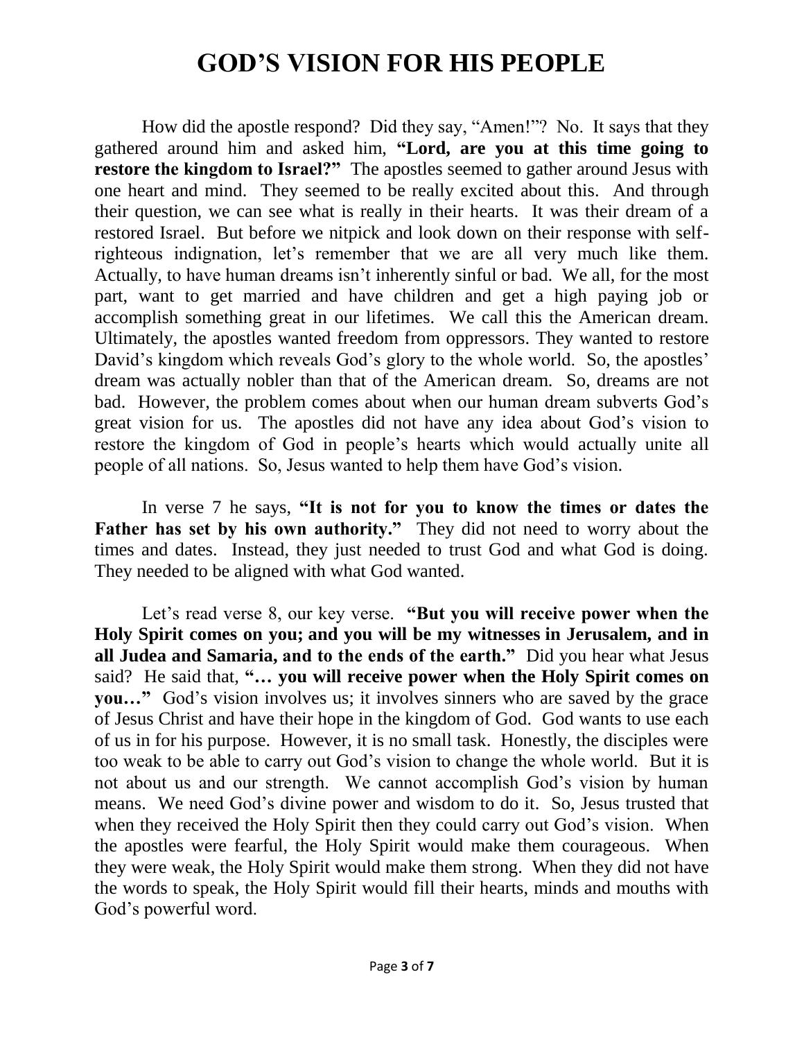# GOD'S VISION FOR HIS PEOPLE

How did the apostle respond? Did they say, "Amen!"? No. It says that they gathered around him and asked him, **"Lord, are you at this time going to restore the kingdom to Israel?"** The apostles seemed to gather around Jesus with one heart and mind. They seemed to be really excited about this. And through their question, we can see what is really in their hearts. It was their dream of a restored Israel. But before we nitpick and look down on their response with self-righteous indignation, let's remember that we are all very much like them. Actually, to have human dreams isn't inherently sinful or bad. We all, for the most part, want to get married and have children and get a high paying job or accomplish something great in our lifetimes. We call this the American dream. Ultimately, the apostles wanted freedom from oppressors. They wanted to restore David's kingdom which reveals God's glory to the whole world. So, the apostles' dream was actually nobler than that of the American dream. So, dreams are not bad. However, the problem comes about when our human dream subverts God's great vision for us. The apostles did not have any idea about God's vision to restore the kingdom of God in people's hearts which would actually unite all people of all nations. So, Jesus wanted to help them have God's vision.

In verse 7 he says, **"It is not for you to know the times or dates the Father has set by his own authority."** They did not need to worry about the times and dates. Instead, they just needed to trust God and what God is doing. They needed to be aligned with what God wanted.

Let's read verse 8, our key verse. **"But you will receive power when the Holy Spirit comes on you; and you will be my witnesses in Jerusalem, and in all Judea and Samaria, and to the ends of the earth."** Did you hear what Jesus said? He said that, **"… you will receive power when the Holy Spirit comes on you…"** God's vision involves us; it involves sinners who are saved by the grace of Jesus Christ and have their hope in the kingdom of God. God wants to use each of us in for his purpose. However, it is no small task. Honestly, the disciples were too weak to be able to carry out God's vision to change the whole world. But it is not about us and our strength. We cannot accomplish God's vision by human means. We need God's divine power and wisdom to do it. So, Jesus trusted that when they received the Holy Spirit then they could carry out God's vision. When the apostles were fearful, the Holy Spirit would make them courageous. When they were weak, the Holy Spirit would make them strong. When they did not have the words to speak, the Holy Spirit would fill their hearts, minds and mouths with God's powerful word.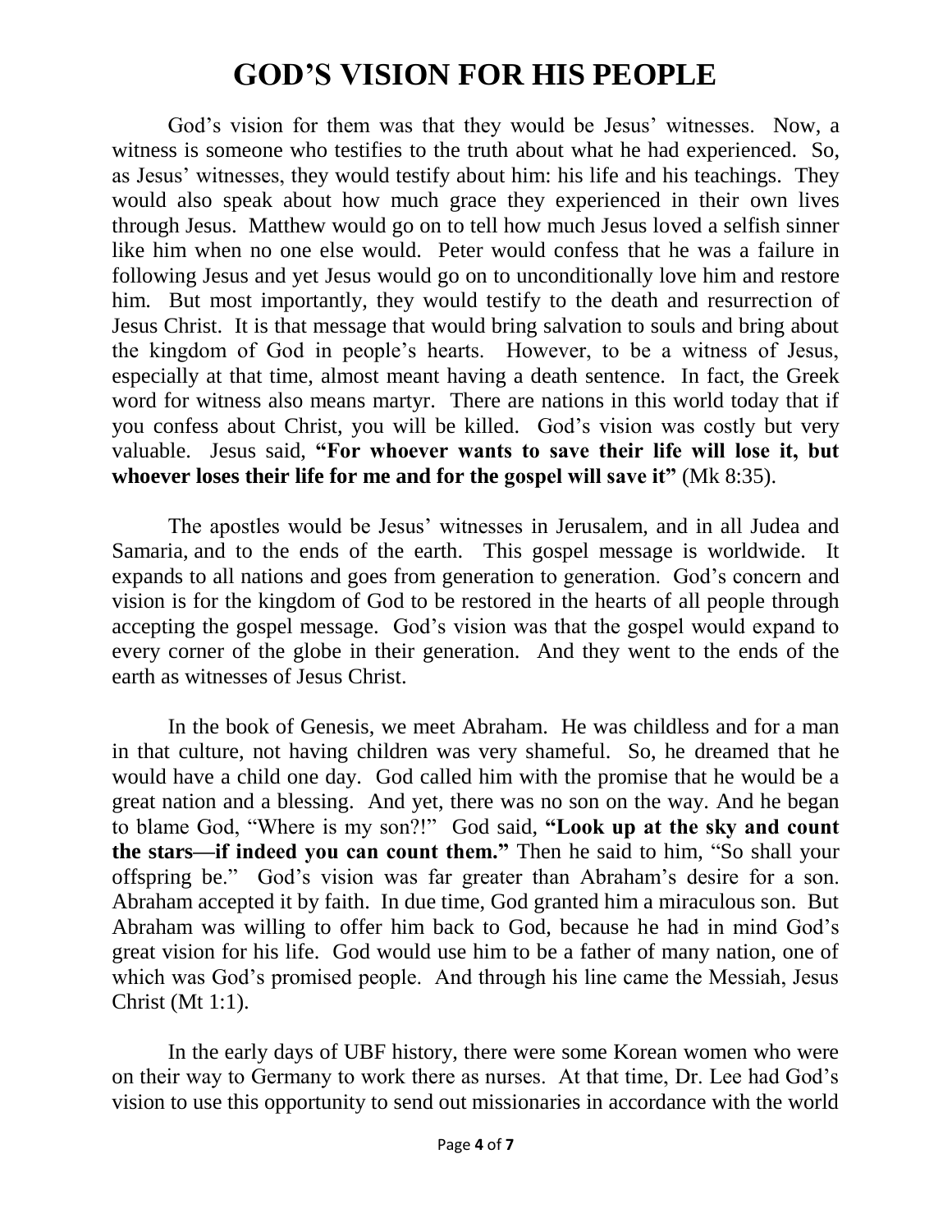# GOD'S VISION FOR HIS PEOPLE

God's vision for them was that they would be Jesus' witnesses. Now, a witness is someone who testifies to the truth about what he had experienced. So, as Jesus' witnesses, they would testify about him: his life and his teachings. They would also speak about how much grace they experienced in their own lives through Jesus. Matthew would go on to tell how much Jesus loved a selfish sinner like him when no one else would. Peter would confess that he was a failure in following Jesus and yet Jesus would go on to unconditionally love him and restore him. But most importantly, they would testify to the death and resurrection of Jesus Christ. It is that message that would bring salvation to souls and bring about the kingdom of God in people's hearts. However, to be a witness of Jesus, especially at that time, almost meant having a death sentence. In fact, the Greek word for witness also means martyr. There are nations in this world today that if you confess about Christ, you will be killed. God's vision was costly but very valuable. Jesus said, **"For whoever wants to save their life will lose it, but whoever loses their life for me and for the gospel will save it"** (Mk 8:35).

The apostles would be Jesus' witnesses in Jerusalem, and in all Judea and Samaria, and to the ends of the earth. This gospel message is worldwide. It expands to all nations and goes from generation to generation. God's concern and vision is for the kingdom of God to be restored in the hearts of all people through accepting the gospel message. God's vision was that the gospel would expand to every corner of the globe in their generation. And they went to the ends of the earth as witnesses of Jesus Christ.

In the book of Genesis, we meet Abraham. He was childless and for a man in that culture, not having children was very shameful. So, he dreamed that he would have a child one day. God called him with the promise that he would be a great nation and a blessing. And yet, there was no son on the way. And he began to blame God, "Where is my son?!" God said, **"Look up at the sky and count the stars—if indeed you can count them."** Then he said to him, "So shall your offspring be." God's vision was far greater than Abraham's desire for a son. Abraham accepted it by faith. In due time, God granted him a miraculous son. But Abraham was willing to offer him back to God, because he had in mind God's great vision for his life. God would use him to be a father of many nation, one of which was God's promised people. And through his line came the Messiah, Jesus Christ (Mt 1:1).

In the early days of UBF history, there were some Korean women who were on their way to Germany to work there as nurses. At that time, Dr. Lee had God's vision to use this opportunity to send out missionaries in accordance with the world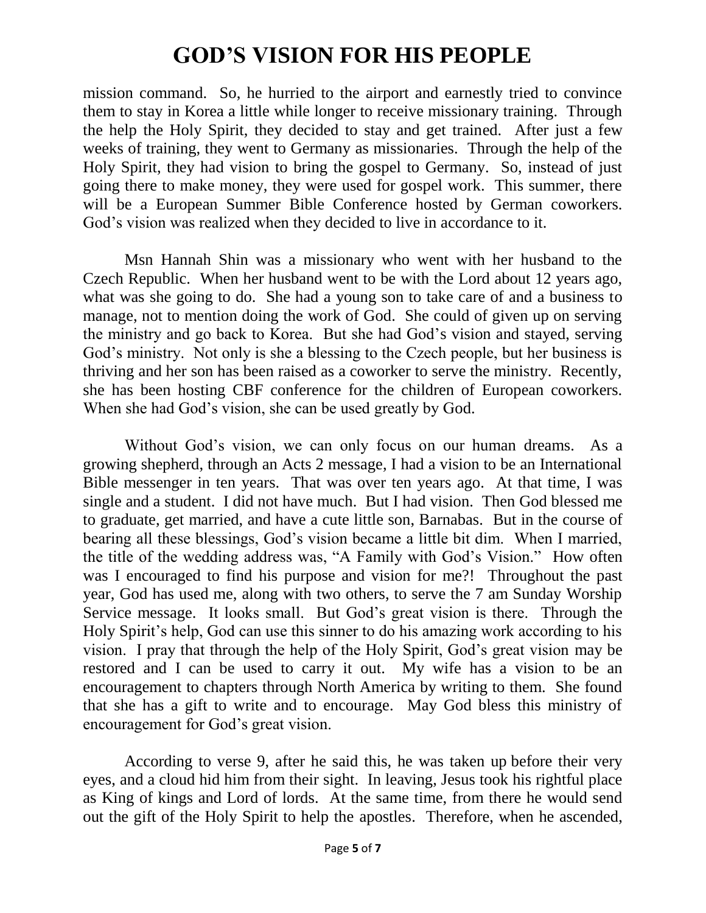mission command. So, he hurried to the airport and earnestly tried to convince them to stay in Korea a little while longer to receive missionary training. Through the help the Holy Spirit, they decided to stay and get trained. After just a few weeks of training, they went to Germany as missionaries. Through the help of the Holy Spirit, they had vision to bring the gospel to Germany. So, instead of just going there to make money, they were used for gospel work. This summer, there will be a European Summer Bible Conference hosted by German coworkers. God's vision was realized when they decided to live in accordance to it.

Msn Hannah Shin was a missionary who went with her husband to the Czech Republic. When her husband went to be with the Lord about 12 years ago, what was she going to do. She had a young son to take care of and a business to manage, not to mention doing the work of God. She could of given up on serving the ministry and go back to Korea. But she had God's vision and stayed, serving God's ministry. Not only is she a blessing to the Czech people, but her business is thriving and her son has been raised as a coworker to serve the ministry. Recently, she has been hosting CBF conference for the children of European coworkers. When she had God's vision, she can be used greatly by God.

Without God's vision, we can only focus on our human dreams. As a growing shepherd, through an Acts 2 message, I had a vision to be an International Bible messenger in ten years. That was over ten years ago. At that time, I was single and a student. I did not have much. But I had vision. Then God blessed me to graduate, get married, and have a cute little son, Barnabas. But in the course of bearing all these blessings, God's vision became a little bit dim. When I married, the title of the wedding address was, "A Family with God's Vision." How often was I encouraged to find his purpose and vision for me?! Throughout the past year, God has used me, along with two others, to serve the 7 am Sunday Worship Service message. It looks small. But God's great vision is there. Through the Holy Spirit's help, God can use this sinner to do his amazing work according to his vision. I pray that through the help of the Holy Spirit, God's great vision may be restored and I can be used to carry it out. My wife has a vision to be an encouragement to chapters through North America by writing to them. She found that she has a gift to write and to encourage. May God bless this ministry of encouragement for God's great vision.

According to verse 9, after he said this, he was taken up before their very eyes, and a cloud hid him from their sight. In leaving, Jesus took his rightful place as King of kings and Lord of lords. At the same time, from there he would send out the gift of the Holy Spirit to help the apostles. Therefore, when he ascended,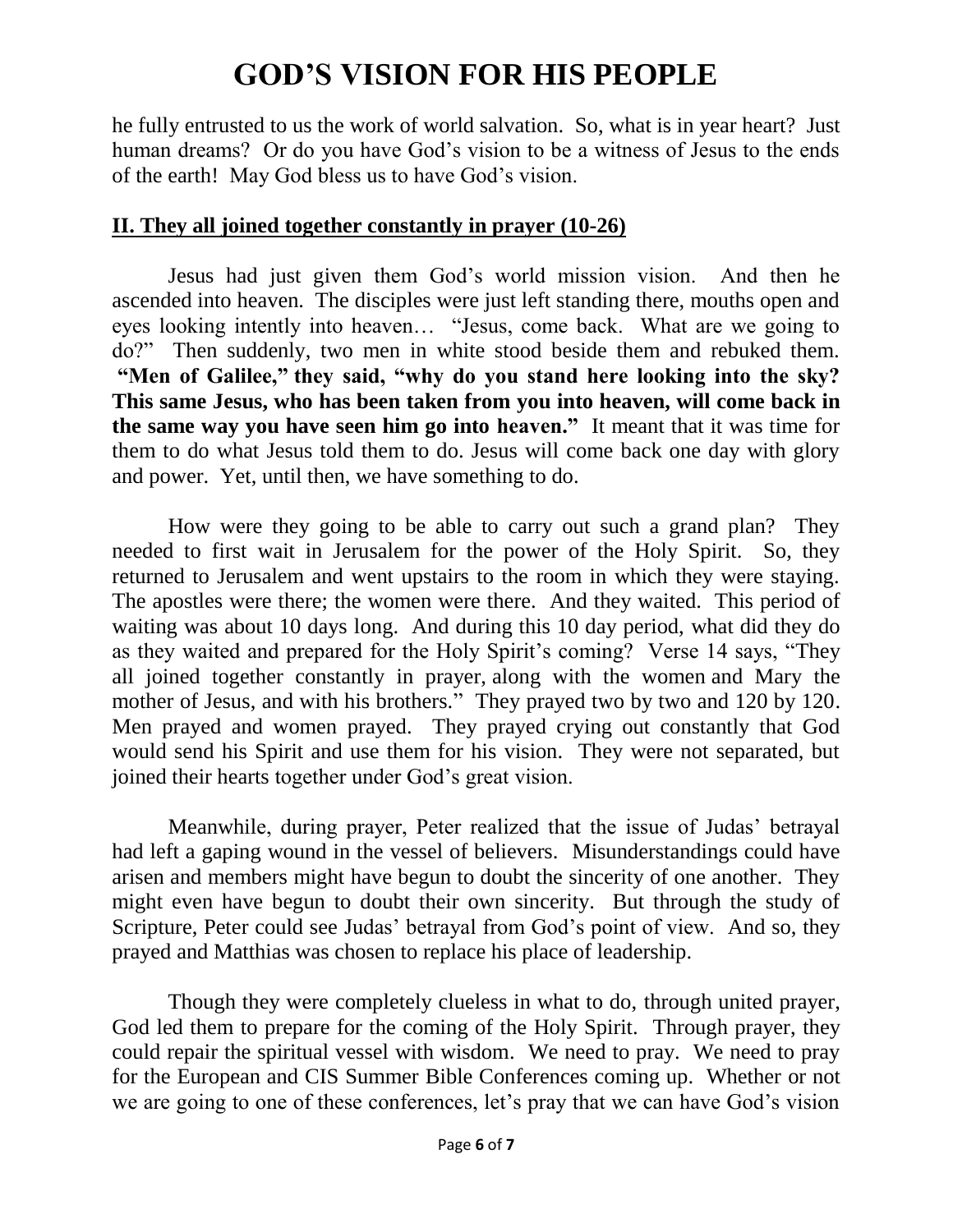he fully entrusted to us the work of world salvation. So, what is in year heart? Just human dreams? Or do you have God's vision to be a witness of Jesus to the ends of the earth! May God bless us to have God's vision.

## **II. They all joined together constantly in prayer (10-26)**

Jesus had just given them God's world mission vision. And then he ascended into heaven. The disciples were just left standing there, mouths open and eyes looking intently into heaven… "Jesus, come back. What are we going to do?" Then suddenly, two men in white stood beside them and rebuked them. **"Men of Galilee," they said, "why do you stand here looking into the sky? This same Jesus, who has been taken from you into heaven, will come back in the same way you have seen him go into heaven."** It meant that it was time for them to do what Jesus told them to do. Jesus will come back one day with glory and power. Yet, until then, we have something to do.

How were they going to be able to carry out such a grand plan? They needed to first wait in Jerusalem for the power of the Holy Spirit. So, they returned to Jerusalem and went upstairs to the room in which they were staying. The apostles were there; the women were there. And they waited. This period of waiting was about 10 days long. And during this 10 day period, what did they do as they waited and prepared for the Holy Spirit's coming? Verse 14 says, "They all joined together constantly in prayer, along with the women and Mary the mother of Jesus, and with his brothers." They prayed two by two and 120 by 120. Men prayed and women prayed. They prayed crying out constantly that God would send his Spirit and use them for his vision. They were not separated, but joined their hearts together under God's great vision.

Meanwhile, during prayer, Peter realized that the issue of Judas' betrayal had left a gaping wound in the vessel of believers. Misunderstandings could have arisen and members might have begun to doubt the sincerity of one another. They might even have begun to doubt their own sincerity. But through the study of Scripture, Peter could see Judas' betrayal from God's point of view. And so, they prayed and Matthias was chosen to replace his place of leadership.

Though they were completely clueless in what to do, through united prayer, God led them to prepare for the coming of the Holy Spirit. Through prayer, they could repair the spiritual vessel with wisdom. We need to pray. We need to pray for the European and CIS Summer Bible Conferences coming up. Whether or not we are going to one of these conferences, let's pray that we can have God's vision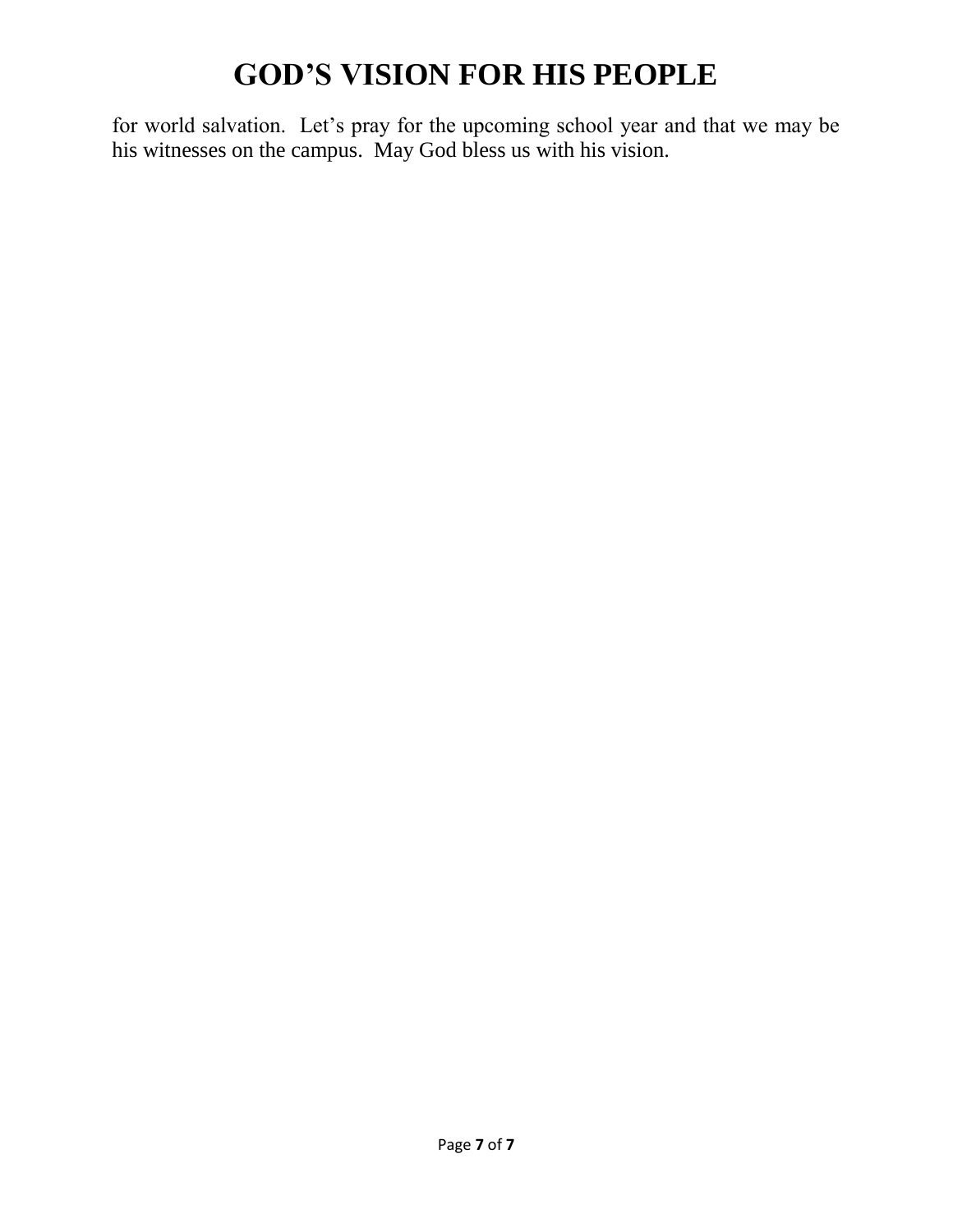for world salvation. Let's pray for the upcoming school year and that we may be his witnesses on the campus. May God bless us with his vision.